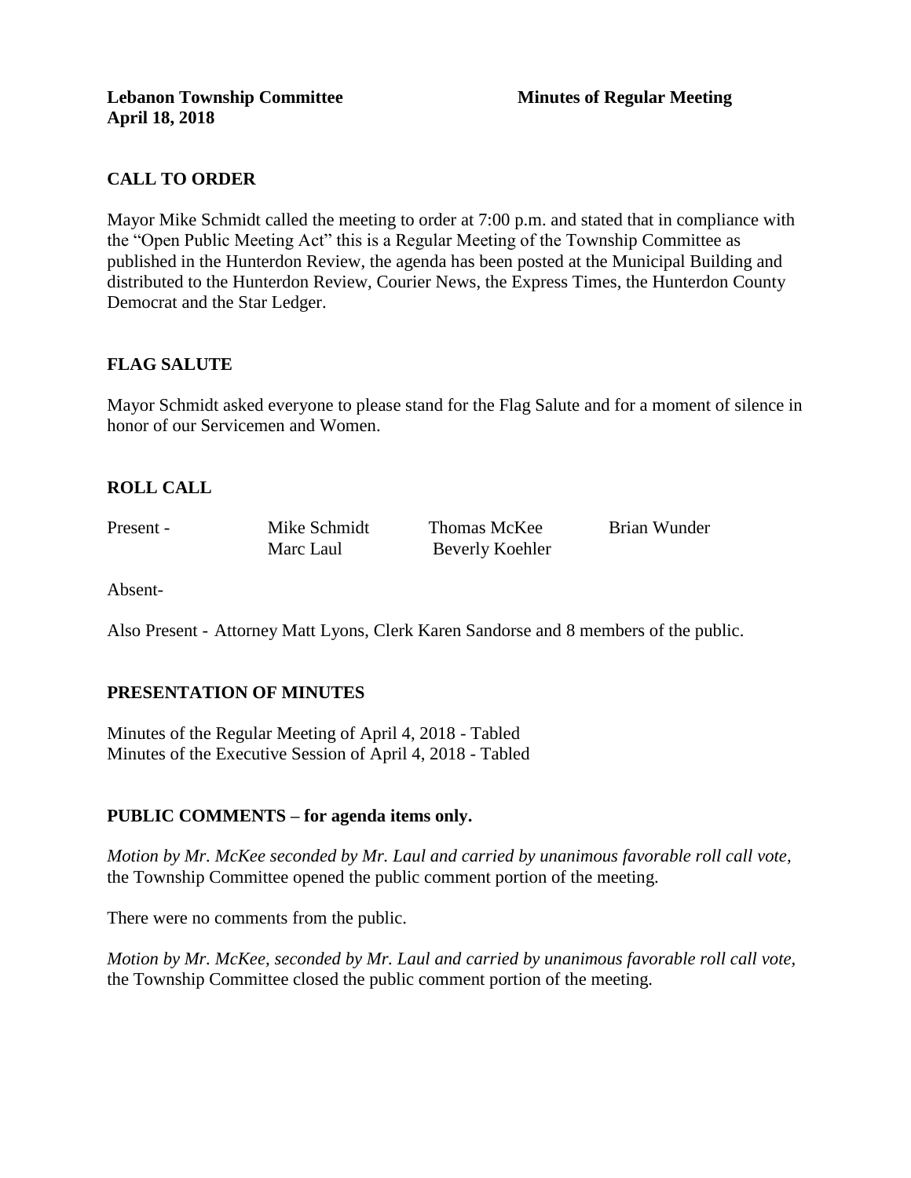**Lebanon Township Committee** **Minutes of Regular Meeting**
**April 18, 2018**

## CALL TO ORDER

Mayor Mike Schmidt called the meeting to order at 7:00 p.m. and stated that in compliance with the "Open Public Meeting Act" this is a Regular Meeting of the Township Committee as published in the Hunterdon Review, the agenda has been posted at the Municipal Building and distributed to the Hunterdon Review, Courier News, the Express Times, the Hunterdon County Democrat and the Star Ledger.

## FLAG SALUTE

Mayor Schmidt asked everyone to please stand for the Flag Salute and for a moment of silence in honor of our Servicemen and Women.

## ROLL CALL

| Present - | Mike Schmidt | Thomas McKee | Brian Wunder |
|---|---|---|---|
| | Marc Laul | Beverly Koehler | |

Absent-

Also Present - Attorney Matt Lyons, Clerk Karen Sandorse and 8 members of the public.

## PRESENTATION OF MINUTES

Minutes of the Regular Meeting of April 4, 2018 - Tabled
Minutes of the Executive Session of April 4, 2018 - Tabled

## PUBLIC COMMENTS – for agenda items only.

*Motion by Mr. McKee seconded by Mr. Laul and carried by unanimous favorable roll call vote,* the Township Committee opened the public comment portion of the meeting.

There were no comments from the public.

*Motion by Mr. McKee, seconded by Mr. Laul and carried by unanimous favorable roll call vote,* the Township Committee closed the public comment portion of the meeting.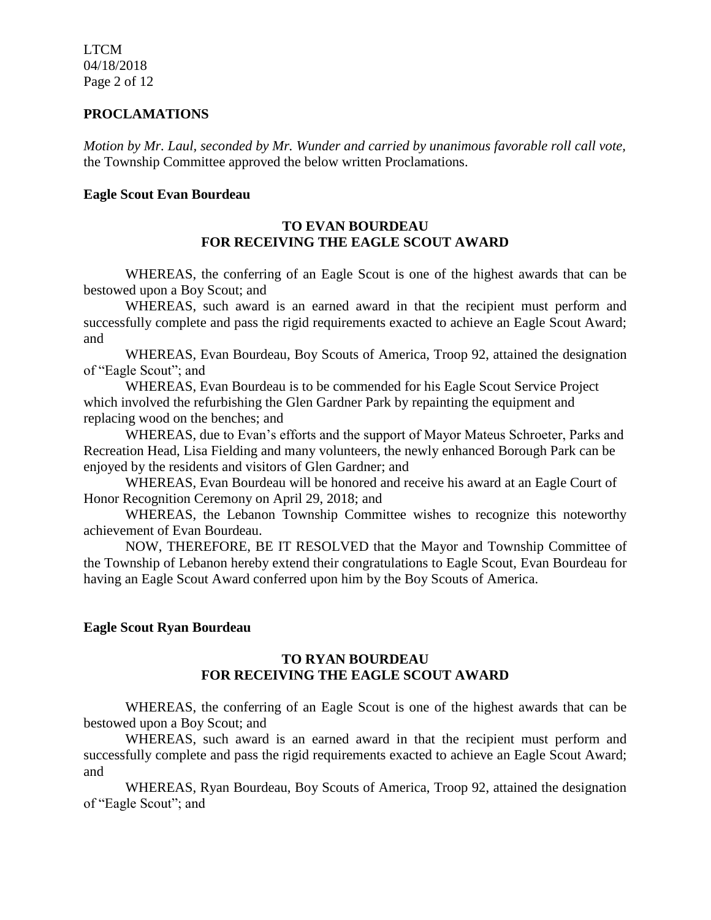## PROCLAMATIONS

*Motion by Mr. Laul, seconded by Mr. Wunder and carried by unanimous favorable roll call vote,* the Township Committee approved the below written Proclamations.

### Eagle Scout Evan Bourdeau

**TO EVAN BOURDEAU**
**FOR RECEIVING THE EAGLE SCOUT AWARD**

WHEREAS, the conferring of an Eagle Scout is one of the highest awards that can be bestowed upon a Boy Scout; and

WHEREAS, such award is an earned award in that the recipient must perform and successfully complete and pass the rigid requirements exacted to achieve an Eagle Scout Award; and

WHEREAS, Evan Bourdeau, Boy Scouts of America, Troop 92, attained the designation of "Eagle Scout"; and

WHEREAS, Evan Bourdeau is to be commended for his Eagle Scout Service Project which involved the refurbishing the Glen Gardner Park by repainting the equipment and replacing wood on the benches; and

WHEREAS, due to Evan's efforts and the support of Mayor Mateus Schroeter, Parks and Recreation Head, Lisa Fielding and many volunteers, the newly enhanced Borough Park can be enjoyed by the residents and visitors of Glen Gardner; and

WHEREAS, Evan Bourdeau will be honored and receive his award at an Eagle Court of Honor Recognition Ceremony on April 29, 2018; and

WHEREAS, the Lebanon Township Committee wishes to recognize this noteworthy achievement of Evan Bourdeau.

NOW, THEREFORE, BE IT RESOLVED that the Mayor and Township Committee of the Township of Lebanon hereby extend their congratulations to Eagle Scout, Evan Bourdeau for having an Eagle Scout Award conferred upon him by the Boy Scouts of America.

### Eagle Scout Ryan Bourdeau

**TO RYAN BOURDEAU**
**FOR RECEIVING THE EAGLE SCOUT AWARD**

WHEREAS, the conferring of an Eagle Scout is one of the highest awards that can be bestowed upon a Boy Scout; and

WHEREAS, such award is an earned award in that the recipient must perform and successfully complete and pass the rigid requirements exacted to achieve an Eagle Scout Award; and

WHEREAS, Ryan Bourdeau, Boy Scouts of America, Troop 92, attained the designation of "Eagle Scout"; and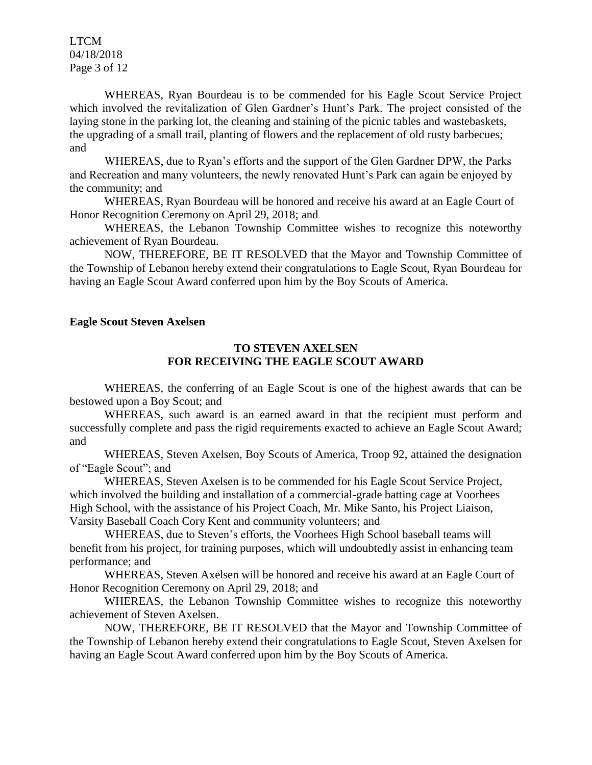WHEREAS, Ryan Bourdeau is to be commended for his Eagle Scout Service Project which involved the revitalization of Glen Gardner's Hunt's Park. The project consisted of the laying stone in the parking lot, the cleaning and staining of the picnic tables and wastebaskets, the upgrading of a small trail, planting of flowers and the replacement of old rusty barbecues; and

WHEREAS, due to Ryan's efforts and the support of the Glen Gardner DPW, the Parks and Recreation and many volunteers, the newly renovated Hunt's Park can again be enjoyed by the community; and

WHEREAS, Ryan Bourdeau will be honored and receive his award at an Eagle Court of Honor Recognition Ceremony on April 29, 2018; and

WHEREAS, the Lebanon Township Committee wishes to recognize this noteworthy achievement of Ryan Bourdeau.

NOW, THEREFORE, BE IT RESOLVED that the Mayor and Township Committee of the Township of Lebanon hereby extend their congratulations to Eagle Scout, Ryan Bourdeau for having an Eagle Scout Award conferred upon him by the Boy Scouts of America.

**Eagle Scout Steven Axelsen**

**TO STEVEN AXELSEN
FOR RECEIVING THE EAGLE SCOUT AWARD**

WHEREAS, the conferring of an Eagle Scout is one of the highest awards that can be bestowed upon a Boy Scout; and

WHEREAS, such award is an earned award in that the recipient must perform and successfully complete and pass the rigid requirements exacted to achieve an Eagle Scout Award; and

WHEREAS, Steven Axelsen, Boy Scouts of America, Troop 92, attained the designation of "Eagle Scout"; and

WHEREAS, Steven Axelsen is to be commended for his Eagle Scout Service Project, which involved the building and installation of a commercial-grade batting cage at Voorhees High School, with the assistance of his Project Coach, Mr. Mike Santo, his Project Liaison, Varsity Baseball Coach Cory Kent and community volunteers; and

WHEREAS, due to Steven's efforts, the Voorhees High School baseball teams will benefit from his project, for training purposes, which will undoubtedly assist in enhancing team performance; and

WHEREAS, Steven Axelsen will be honored and receive his award at an Eagle Court of Honor Recognition Ceremony on April 29, 2018; and

WHEREAS, the Lebanon Township Committee wishes to recognize this noteworthy achievement of Steven Axelsen.

NOW, THEREFORE, BE IT RESOLVED that the Mayor and Township Committee of the Township of Lebanon hereby extend their congratulations to Eagle Scout, Steven Axelsen for having an Eagle Scout Award conferred upon him by the Boy Scouts of America.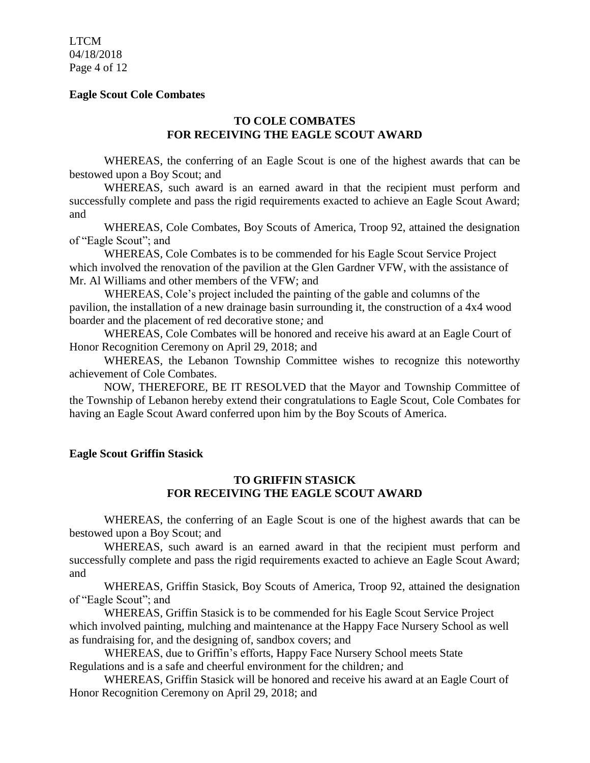**Eagle Scout Cole Combates**

**TO COLE COMBATES**
**FOR RECEIVING THE EAGLE SCOUT AWARD**

WHEREAS, the conferring of an Eagle Scout is one of the highest awards that can be bestowed upon a Boy Scout; and

WHEREAS, such award is an earned award in that the recipient must perform and successfully complete and pass the rigid requirements exacted to achieve an Eagle Scout Award; and

WHEREAS, Cole Combates, Boy Scouts of America, Troop 92, attained the designation of "Eagle Scout"; and

WHEREAS, Cole Combates is to be commended for his Eagle Scout Service Project which involved the renovation of the pavilion at the Glen Gardner VFW, with the assistance of Mr. Al Williams and other members of the VFW; and

WHEREAS, Cole's project included the painting of the gable and columns of the pavilion, the installation of a new drainage basin surrounding it, the construction of a 4x4 wood boarder and the placement of red decorative stone*;* and

WHEREAS, Cole Combates will be honored and receive his award at an Eagle Court of Honor Recognition Ceremony on April 29, 2018; and

WHEREAS, the Lebanon Township Committee wishes to recognize this noteworthy achievement of Cole Combates.

NOW, THEREFORE, BE IT RESOLVED that the Mayor and Township Committee of the Township of Lebanon hereby extend their congratulations to Eagle Scout, Cole Combates for having an Eagle Scout Award conferred upon him by the Boy Scouts of America.

**Eagle Scout Griffin Stasick**

**TO GRIFFIN STASICK**
**FOR RECEIVING THE EAGLE SCOUT AWARD**

WHEREAS, the conferring of an Eagle Scout is one of the highest awards that can be bestowed upon a Boy Scout; and

WHEREAS, such award is an earned award in that the recipient must perform and successfully complete and pass the rigid requirements exacted to achieve an Eagle Scout Award; and

WHEREAS, Griffin Stasick, Boy Scouts of America, Troop 92, attained the designation of "Eagle Scout"; and

WHEREAS, Griffin Stasick is to be commended for his Eagle Scout Service Project which involved painting, mulching and maintenance at the Happy Face Nursery School as well as fundraising for, and the designing of, sandbox covers; and

WHEREAS, due to Griffin's efforts, Happy Face Nursery School meets State Regulations and is a safe and cheerful environment for the children*;* and

WHEREAS, Griffin Stasick will be honored and receive his award at an Eagle Court of Honor Recognition Ceremony on April 29, 2018; and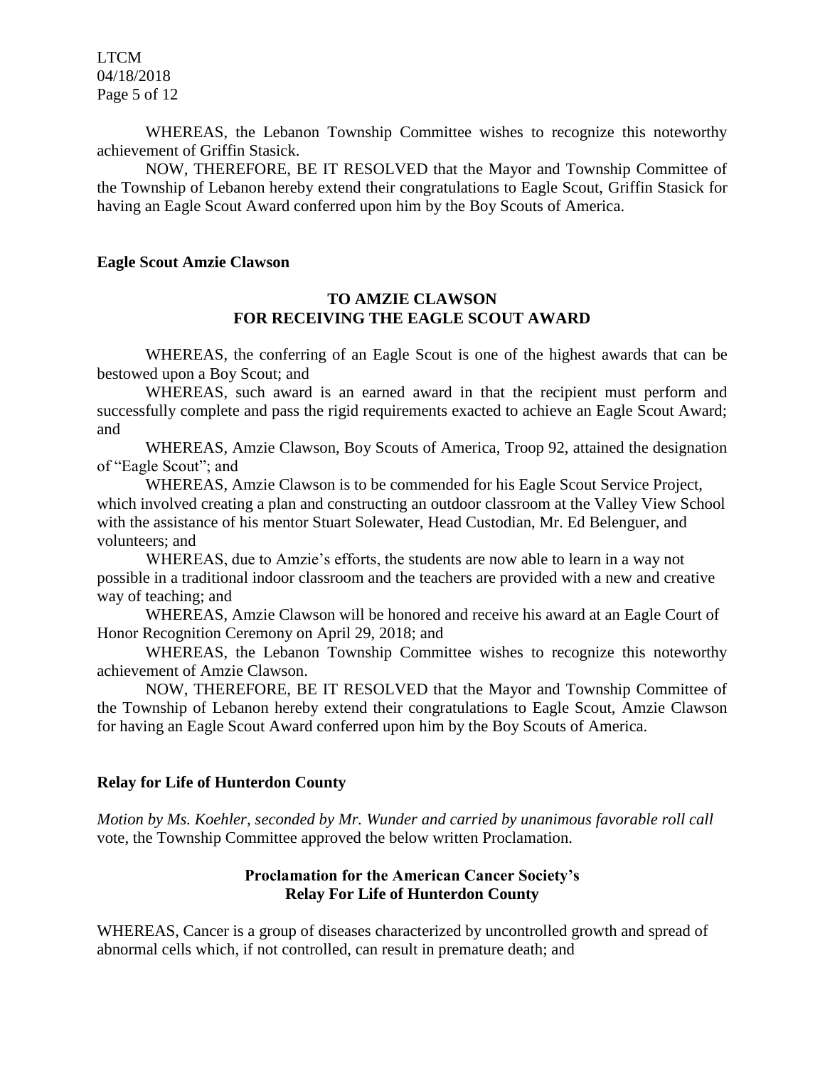WHEREAS, the Lebanon Township Committee wishes to recognize this noteworthy achievement of Griffin Stasick.

NOW, THEREFORE, BE IT RESOLVED that the Mayor and Township Committee of the Township of Lebanon hereby extend their congratulations to Eagle Scout, Griffin Stasick for having an Eagle Scout Award conferred upon him by the Boy Scouts of America.

**Eagle Scout Amzie Clawson**

**TO AMZIE CLAWSON**
**FOR RECEIVING THE EAGLE SCOUT AWARD**

WHEREAS, the conferring of an Eagle Scout is one of the highest awards that can be bestowed upon a Boy Scout; and

WHEREAS, such award is an earned award in that the recipient must perform and successfully complete and pass the rigid requirements exacted to achieve an Eagle Scout Award; and

WHEREAS, Amzie Clawson, Boy Scouts of America, Troop 92, attained the designation of "Eagle Scout"; and

WHEREAS, Amzie Clawson is to be commended for his Eagle Scout Service Project, which involved creating a plan and constructing an outdoor classroom at the Valley View School with the assistance of his mentor Stuart Solewater, Head Custodian, Mr. Ed Belenguer, and volunteers; and

WHEREAS, due to Amzie's efforts, the students are now able to learn in a way not possible in a traditional indoor classroom and the teachers are provided with a new and creative way of teaching; and

WHEREAS, Amzie Clawson will be honored and receive his award at an Eagle Court of Honor Recognition Ceremony on April 29, 2018; and

WHEREAS, the Lebanon Township Committee wishes to recognize this noteworthy achievement of Amzie Clawson.

NOW, THEREFORE, BE IT RESOLVED that the Mayor and Township Committee of the Township of Lebanon hereby extend their congratulations to Eagle Scout, Amzie Clawson for having an Eagle Scout Award conferred upon him by the Boy Scouts of America.

**Relay for Life of Hunterdon County**

*Motion by Ms. Koehler, seconded by Mr. Wunder and carried by unanimous favorable roll call* vote, the Township Committee approved the below written Proclamation.

**Proclamation for the American Cancer Society's**
**Relay For Life of Hunterdon County**

WHEREAS, Cancer is a group of diseases characterized by uncontrolled growth and spread of abnormal cells which, if not controlled, can result in premature death; and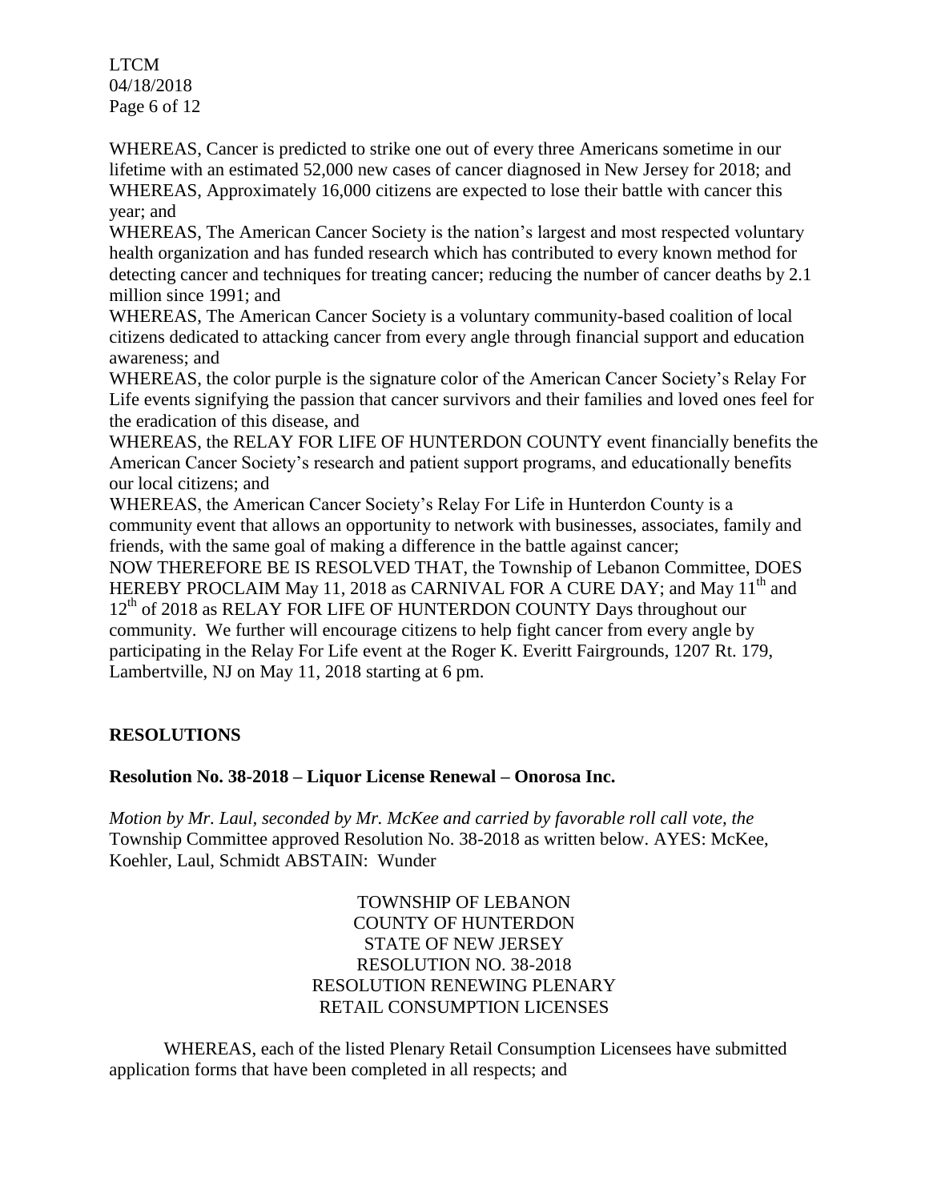WHEREAS, Cancer is predicted to strike one out of every three Americans sometime in our lifetime with an estimated 52,000 new cases of cancer diagnosed in New Jersey for 2018; and
WHEREAS, Approximately 16,000 citizens are expected to lose their battle with cancer this year; and
WHEREAS, The American Cancer Society is the nation's largest and most respected voluntary health organization and has funded research which has contributed to every known method for detecting cancer and techniques for treating cancer; reducing the number of cancer deaths by 2.1 million since 1991; and
WHEREAS, The American Cancer Society is a voluntary community-based coalition of local citizens dedicated to attacking cancer from every angle through financial support and education awareness; and
WHEREAS, the color purple is the signature color of the American Cancer Society's Relay For Life events signifying the passion that cancer survivors and their families and loved ones feel for the eradication of this disease, and
WHEREAS, the RELAY FOR LIFE OF HUNTERDON COUNTY event financially benefits the American Cancer Society's research and patient support programs, and educationally benefits our local citizens; and
WHEREAS, the American Cancer Society's Relay For Life in Hunterdon County is a community event that allows an opportunity to network with businesses, associates, family and friends, with the same goal of making a difference in the battle against cancer;
NOW THEREFORE BE IS RESOLVED THAT, the Township of Lebanon Committee, DOES HEREBY PROCLAIM May 11, 2018 as CARNIVAL FOR A CURE DAY; and May 11th and 12th of 2018 as RELAY FOR LIFE OF HUNTERDON COUNTY Days throughout our community. We further will encourage citizens to help fight cancer from every angle by participating in the Relay For Life event at the Roger K. Everitt Fairgrounds, 1207 Rt. 179, Lambertville, NJ on May 11, 2018 starting at 6 pm.

## RESOLUTIONS

### Resolution No. 38-2018 – Liquor License Renewal – Onorosa Inc.

*Motion by Mr. Laul, seconded by Mr. McKee and carried by favorable roll call vote, the* Township Committee approved Resolution No. 38-2018 as written below. AYES: McKee, Koehler, Laul, Schmidt ABSTAIN: Wunder

TOWNSHIP OF LEBANON
COUNTY OF HUNTERDON
STATE OF NEW JERSEY
RESOLUTION NO. 38-2018
RESOLUTION RENEWING PLENARY
RETAIL CONSUMPTION LICENSES

WHEREAS, each of the listed Plenary Retail Consumption Licensees have submitted application forms that have been completed in all respects; and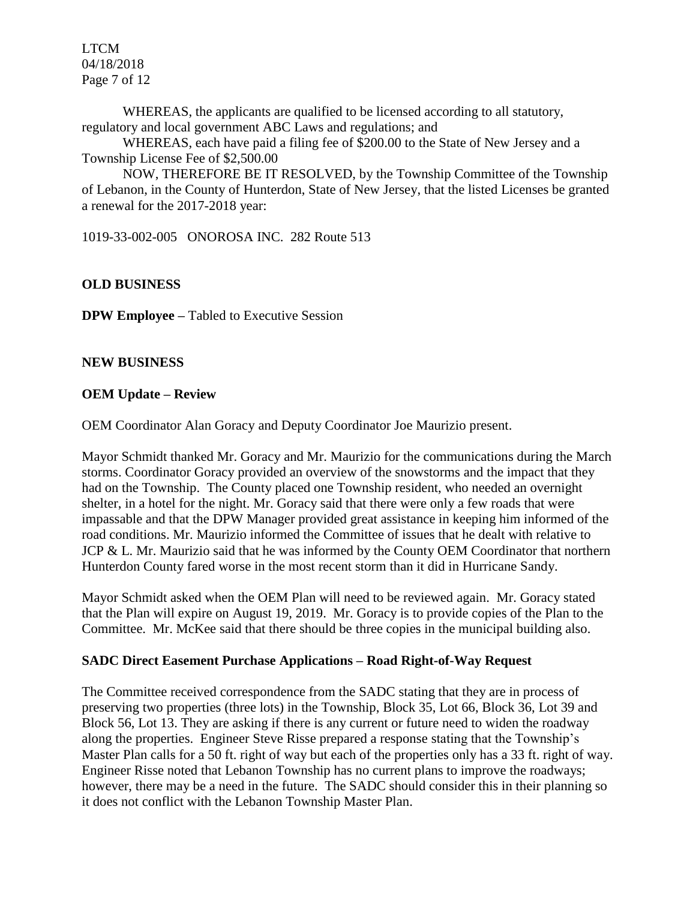WHEREAS, the applicants are qualified to be licensed according to all statutory, regulatory and local government ABC Laws and regulations; and

WHEREAS, each have paid a filing fee of $200.00 to the State of New Jersey and a Township License Fee of $2,500.00

NOW, THEREFORE BE IT RESOLVED, by the Township Committee of the Township of Lebanon, in the County of Hunterdon, State of New Jersey, that the listed Licenses be granted a renewal for the 2017-2018 year:

1019-33-002-005 ONOROSA INC. 282 Route 513

**OLD BUSINESS**

**DPW Employee –** Tabled to Executive Session

**NEW BUSINESS**

**OEM Update – Review**

OEM Coordinator Alan Goracy and Deputy Coordinator Joe Maurizio present.

Mayor Schmidt thanked Mr. Goracy and Mr. Maurizio for the communications during the March storms. Coordinator Goracy provided an overview of the snowstorms and the impact that they had on the Township. The County placed one Township resident, who needed an overnight shelter, in a hotel for the night. Mr. Goracy said that there were only a few roads that were impassable and that the DPW Manager provided great assistance in keeping him informed of the road conditions. Mr. Maurizio informed the Committee of issues that he dealt with relative to JCP & L. Mr. Maurizio said that he was informed by the County OEM Coordinator that northern Hunterdon County fared worse in the most recent storm than it did in Hurricane Sandy.

Mayor Schmidt asked when the OEM Plan will need to be reviewed again. Mr. Goracy stated that the Plan will expire on August 19, 2019. Mr. Goracy is to provide copies of the Plan to the Committee. Mr. McKee said that there should be three copies in the municipal building also.

**SADC Direct Easement Purchase Applications – Road Right-of-Way Request**

The Committee received correspondence from the SADC stating that they are in process of preserving two properties (three lots) in the Township, Block 35, Lot 66, Block 36, Lot 39 and Block 56, Lot 13. They are asking if there is any current or future need to widen the roadway along the properties. Engineer Steve Risse prepared a response stating that the Township's Master Plan calls for a 50 ft. right of way but each of the properties only has a 33 ft. right of way. Engineer Risse noted that Lebanon Township has no current plans to improve the roadways; however, there may be a need in the future. The SADC should consider this in their planning so it does not conflict with the Lebanon Township Master Plan.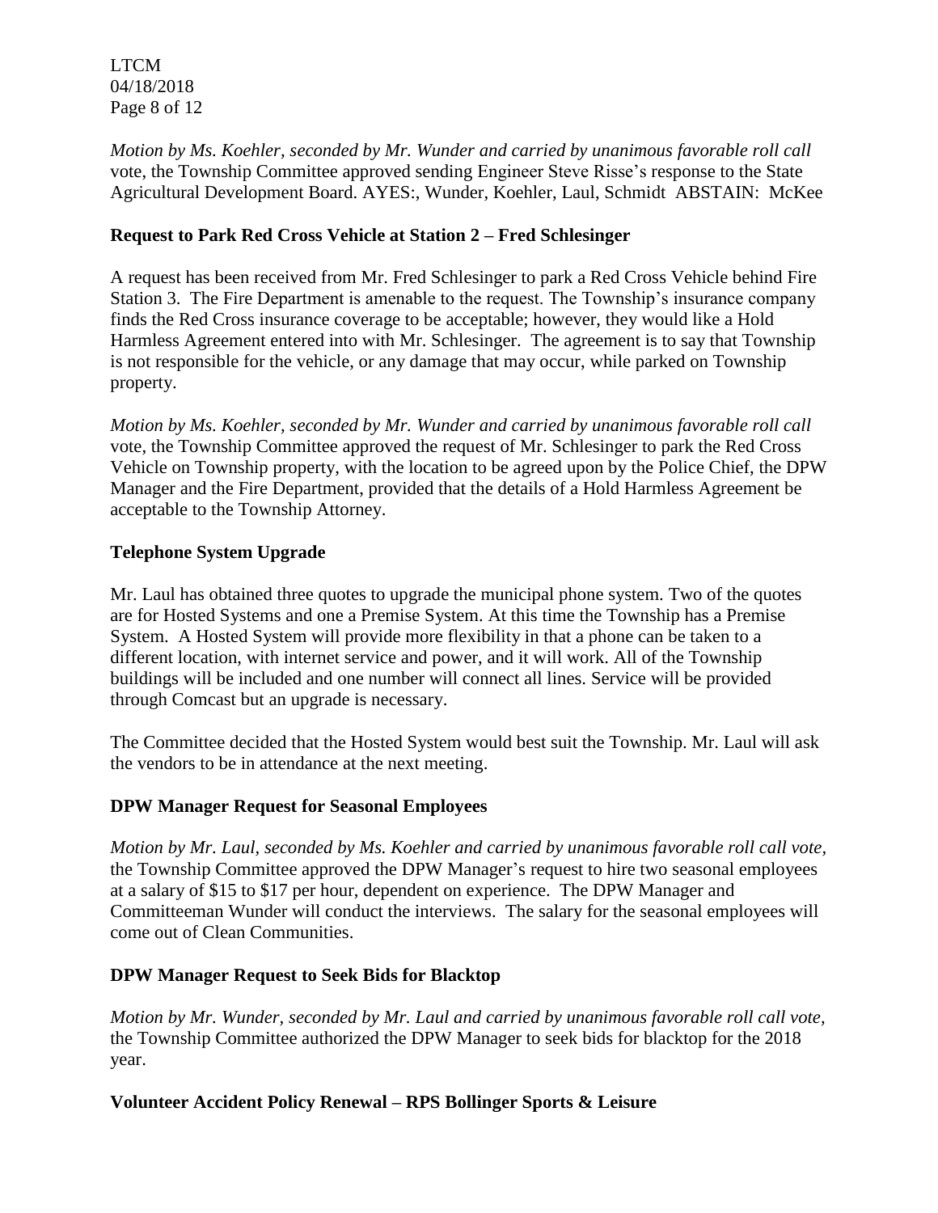*Motion by Ms. Koehler, seconded by Mr. Wunder and carried by unanimous favorable roll call* vote, the Township Committee approved sending Engineer Steve Risse's response to the State Agricultural Development Board. AYES:, Wunder, Koehler, Laul, Schmidt ABSTAIN: McKee

**Request to Park Red Cross Vehicle at Station 2 – Fred Schlesinger**

A request has been received from Mr. Fred Schlesinger to park a Red Cross Vehicle behind Fire Station 3. The Fire Department is amenable to the request. The Township's insurance company finds the Red Cross insurance coverage to be acceptable; however, they would like a Hold Harmless Agreement entered into with Mr. Schlesinger. The agreement is to say that Township is not responsible for the vehicle, or any damage that may occur, while parked on Township property.

*Motion by Ms. Koehler, seconded by Mr. Wunder and carried by unanimous favorable roll call* vote, the Township Committee approved the request of Mr. Schlesinger to park the Red Cross Vehicle on Township property, with the location to be agreed upon by the Police Chief, the DPW Manager and the Fire Department, provided that the details of a Hold Harmless Agreement be acceptable to the Township Attorney.

**Telephone System Upgrade**

Mr. Laul has obtained three quotes to upgrade the municipal phone system. Two of the quotes are for Hosted Systems and one a Premise System. At this time the Township has a Premise System. A Hosted System will provide more flexibility in that a phone can be taken to a different location, with internet service and power, and it will work. All of the Township buildings will be included and one number will connect all lines. Service will be provided through Comcast but an upgrade is necessary.

The Committee decided that the Hosted System would best suit the Township. Mr. Laul will ask the vendors to be in attendance at the next meeting.

**DPW Manager Request for Seasonal Employees**

*Motion by Mr. Laul, seconded by Ms. Koehler and carried by unanimous favorable roll call vote,* the Township Committee approved the DPW Manager's request to hire two seasonal employees at a salary of $15 to $17 per hour, dependent on experience. The DPW Manager and Committeeman Wunder will conduct the interviews. The salary for the seasonal employees will come out of Clean Communities.

**DPW Manager Request to Seek Bids for Blacktop**

*Motion by Mr. Wunder, seconded by Mr. Laul and carried by unanimous favorable roll call vote,* the Township Committee authorized the DPW Manager to seek bids for blacktop for the 2018 year.

**Volunteer Accident Policy Renewal – RPS Bollinger Sports & Leisure**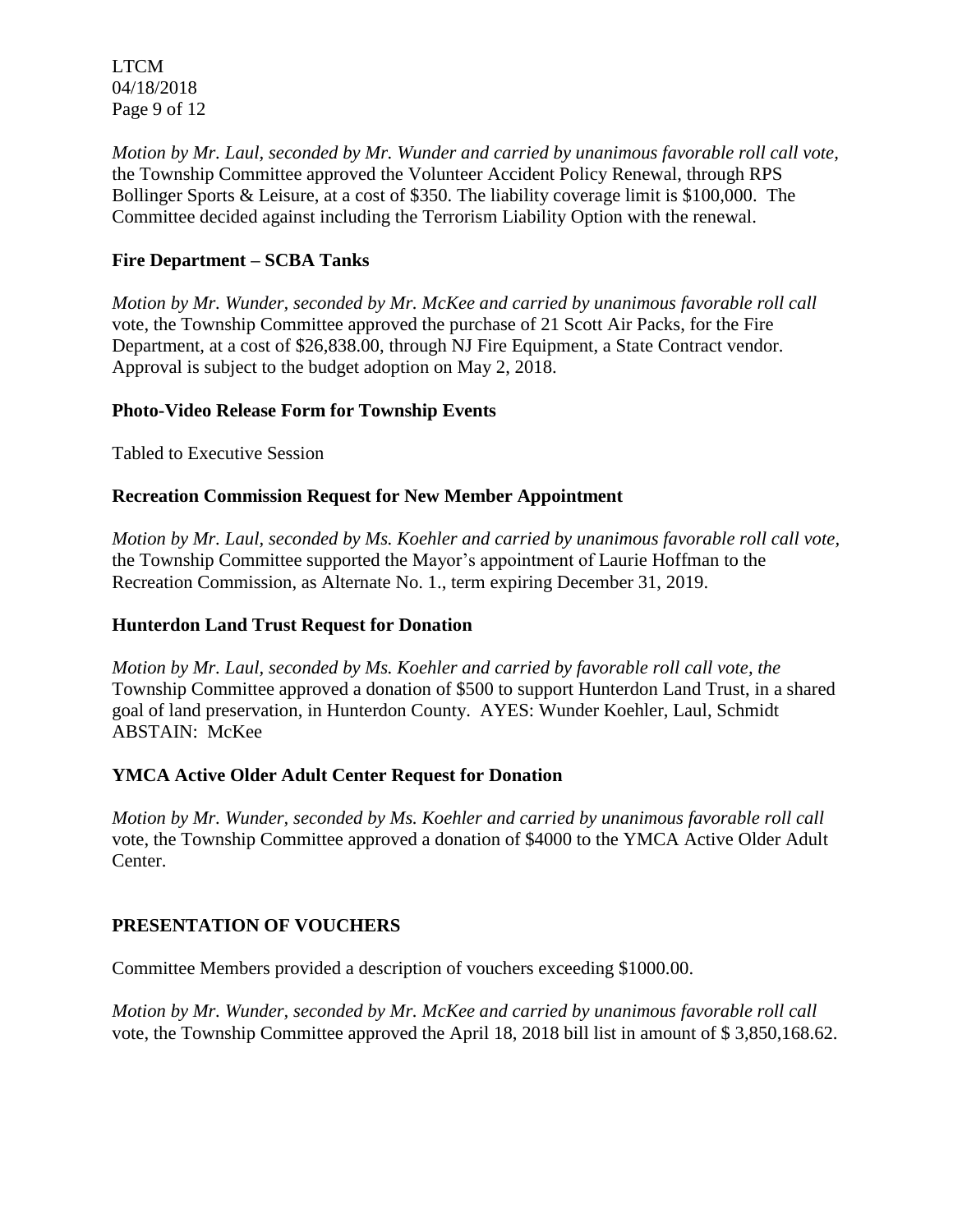*Motion by Mr. Laul, seconded by Mr. Wunder and carried by unanimous favorable roll call vote,* the Township Committee approved the Volunteer Accident Policy Renewal, through RPS Bollinger Sports & Leisure, at a cost of $350. The liability coverage limit is $100,000. The Committee decided against including the Terrorism Liability Option with the renewal.

**Fire Department – SCBA Tanks**

*Motion by Mr. Wunder, seconded by Mr. McKee and carried by unanimous favorable roll call* vote, the Township Committee approved the purchase of 21 Scott Air Packs, for the Fire Department, at a cost of $26,838.00, through NJ Fire Equipment, a State Contract vendor. Approval is subject to the budget adoption on May 2, 2018.

**Photo-Video Release Form for Township Events**

Tabled to Executive Session

**Recreation Commission Request for New Member Appointment**

*Motion by Mr. Laul, seconded by Ms. Koehler and carried by unanimous favorable roll call vote,* the Township Committee supported the Mayor's appointment of Laurie Hoffman to the Recreation Commission, as Alternate No. 1., term expiring December 31, 2019.

**Hunterdon Land Trust Request for Donation**

*Motion by Mr. Laul, seconded by Ms. Koehler and carried by favorable roll call vote, the* Township Committee approved a donation of $500 to support Hunterdon Land Trust, in a shared goal of land preservation, in Hunterdon County. AYES: Wunder Koehler, Laul, Schmidt ABSTAIN: McKee

**YMCA Active Older Adult Center Request for Donation**

*Motion by Mr. Wunder, seconded by Ms. Koehler and carried by unanimous favorable roll call* vote, the Township Committee approved a donation of $4000 to the YMCA Active Older Adult Center.

**PRESENTATION OF VOUCHERS**

Committee Members provided a description of vouchers exceeding $1000.00.

*Motion by Mr. Wunder, seconded by Mr. McKee and carried by unanimous favorable roll call* vote, the Township Committee approved the April 18, 2018 bill list in amount of $ 3,850,168.62.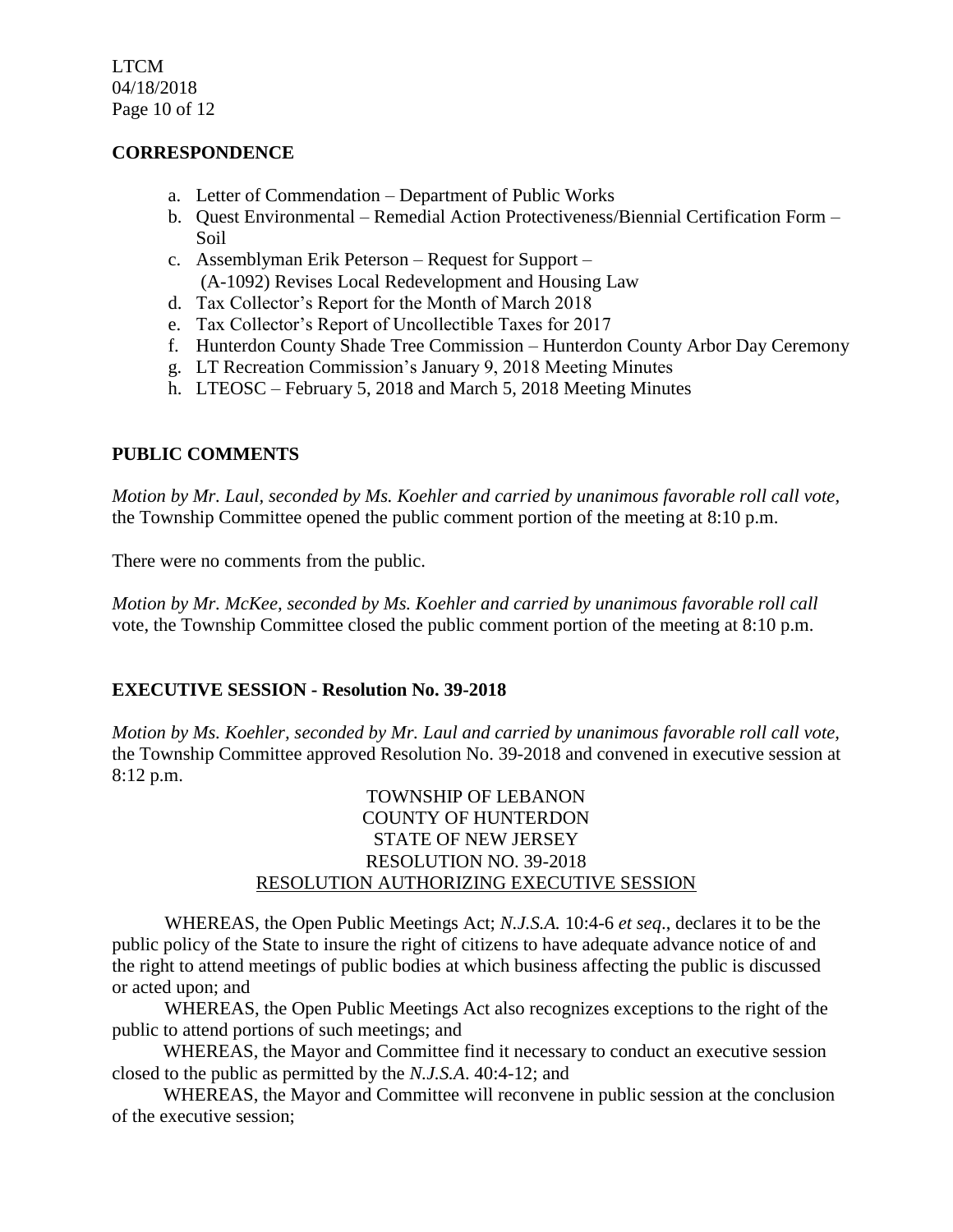## CORRESPONDENCE

a. Letter of Commendation – Department of Public Works
b. Quest Environmental – Remedial Action Protectiveness/Biennial Certification Form – Soil
c. Assemblyman Erik Peterson – Request for Support – (A-1092) Revises Local Redevelopment and Housing Law
d. Tax Collector's Report for the Month of March 2018
e. Tax Collector's Report of Uncollectible Taxes for 2017
f. Hunterdon County Shade Tree Commission – Hunterdon County Arbor Day Ceremony
g. LT Recreation Commission's January 9, 2018 Meeting Minutes
h. LTEOSC – February 5, 2018 and March 5, 2018 Meeting Minutes

## PUBLIC COMMENTS

*Motion by Mr. Laul, seconded by Ms. Koehler and carried by unanimous favorable roll call vote,* the Township Committee opened the public comment portion of the meeting at 8:10 p.m.

There were no comments from the public.

*Motion by Mr. McKee, seconded by Ms. Koehler and carried by unanimous favorable roll call* vote, the Township Committee closed the public comment portion of the meeting at 8:10 p.m.

## EXECUTIVE SESSION - Resolution No. 39-2018

*Motion by Ms. Koehler, seconded by Mr. Laul and carried by unanimous favorable roll call vote,* the Township Committee approved Resolution No. 39-2018 and convened in executive session at 8:12 p.m.

TOWNSHIP OF LEBANON
COUNTY OF HUNTERDON
STATE OF NEW JERSEY
RESOLUTION NO. 39-2018
RESOLUTION AUTHORIZING EXECUTIVE SESSION

WHEREAS, the Open Public Meetings Act; *N.J.S.A.* 10:4-6 *et seq*., declares it to be the public policy of the State to insure the right of citizens to have adequate advance notice of and the right to attend meetings of public bodies at which business affecting the public is discussed or acted upon; and

WHEREAS, the Open Public Meetings Act also recognizes exceptions to the right of the public to attend portions of such meetings; and

WHEREAS, the Mayor and Committee find it necessary to conduct an executive session closed to the public as permitted by the *N.J.S.A*. 40:4-12; and

WHEREAS, the Mayor and Committee will reconvene in public session at the conclusion of the executive session;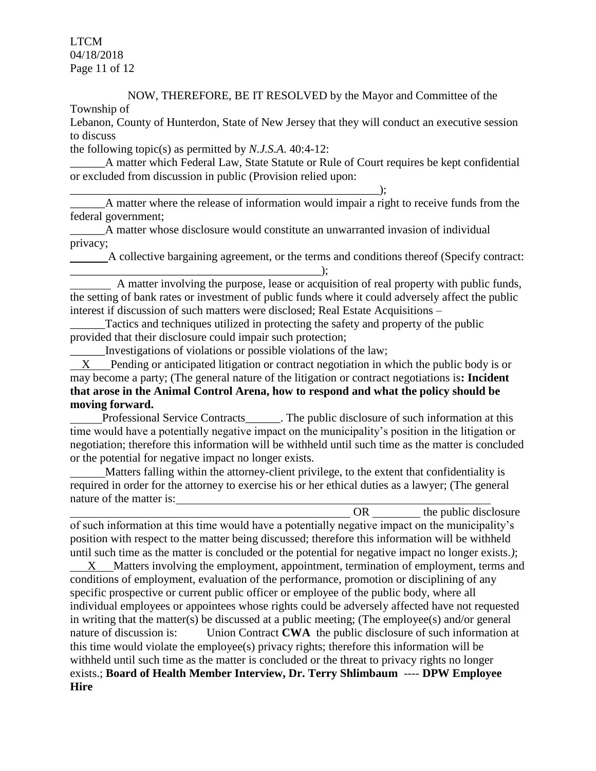NOW, THEREFORE, BE IT RESOLVED by the Mayor and Committee of the Township of Lebanon, County of Hunterdon, State of New Jersey that they will conduct an executive session to discuss the following topic(s) as permitted by *N.J.S.A.* 40:4-12:

______A matter which Federal Law, State Statute or Rule of Court requires be kept confidential or excluded from discussion in public (Provision relied upon: ________________________________________________________);

______A matter where the release of information would impair a right to receive funds from the federal government;

______A matter whose disclosure would constitute an unwarranted invasion of individual privacy;

______A collective bargaining agreement, or the terms and conditions thereof (Specify contract: ____________________________________________);

______ A matter involving the purpose, lease or acquisition of real property with public funds, the setting of bank rates or investment of public funds where it could adversely affect the public interest if discussion of such matters were disclosed; Real Estate Acquisitions –

______Tactics and techniques utilized in protecting the safety and property of the public provided that their disclosure could impair such protection;

______Investigations of violations or possible violations of the law;

\_\_X\_\_\_Pending or anticipated litigation or contract negotiation in which the public body is or may become a party; (The general nature of the litigation or contract negotiations is**: Incident that arose in the Animal Control Arena, how to respond and what the policy should be moving forward.**

______Professional Service Contracts______. The public disclosure of such information at this time would have a potentially negative impact on the municipality's position in the litigation or negotiation; therefore this information will be withheld until such time as the matter is concluded or the potential for negative impact no longer exists.

______Matters falling within the attorney-client privilege, to the extent that confidentiality is required in order for the attorney to exercise his or her ethical duties as a lawyer; (The general nature of the matter is: __________________________________________________ OR ________ the public disclosure of such information at this time would have a potentially negative impact on the municipality's position with respect to the matter being discussed; therefore this information will be withheld until such time as the matter is concluded or the potential for negative impact no longer exists.*)*;

\_\_\_X\_\_\_Matters involving the employment, appointment, termination of employment, terms and conditions of employment, evaluation of the performance, promotion or disciplining of any specific prospective or current public officer or employee of the public body, where all individual employees or appointees whose rights could be adversely affected have not requested in writing that the matter(s) be discussed at a public meeting; (The employee(s) and/or general nature of discussion is: Union Contract **CWA** the public disclosure of such information at this time would violate the employee(s) privacy rights; therefore this information will be withheld until such time as the matter is concluded or the threat to privacy rights no longer exists.; **Board of Health Member Interview, Dr. Terry Shlimbaum ---- DPW Employee Hire**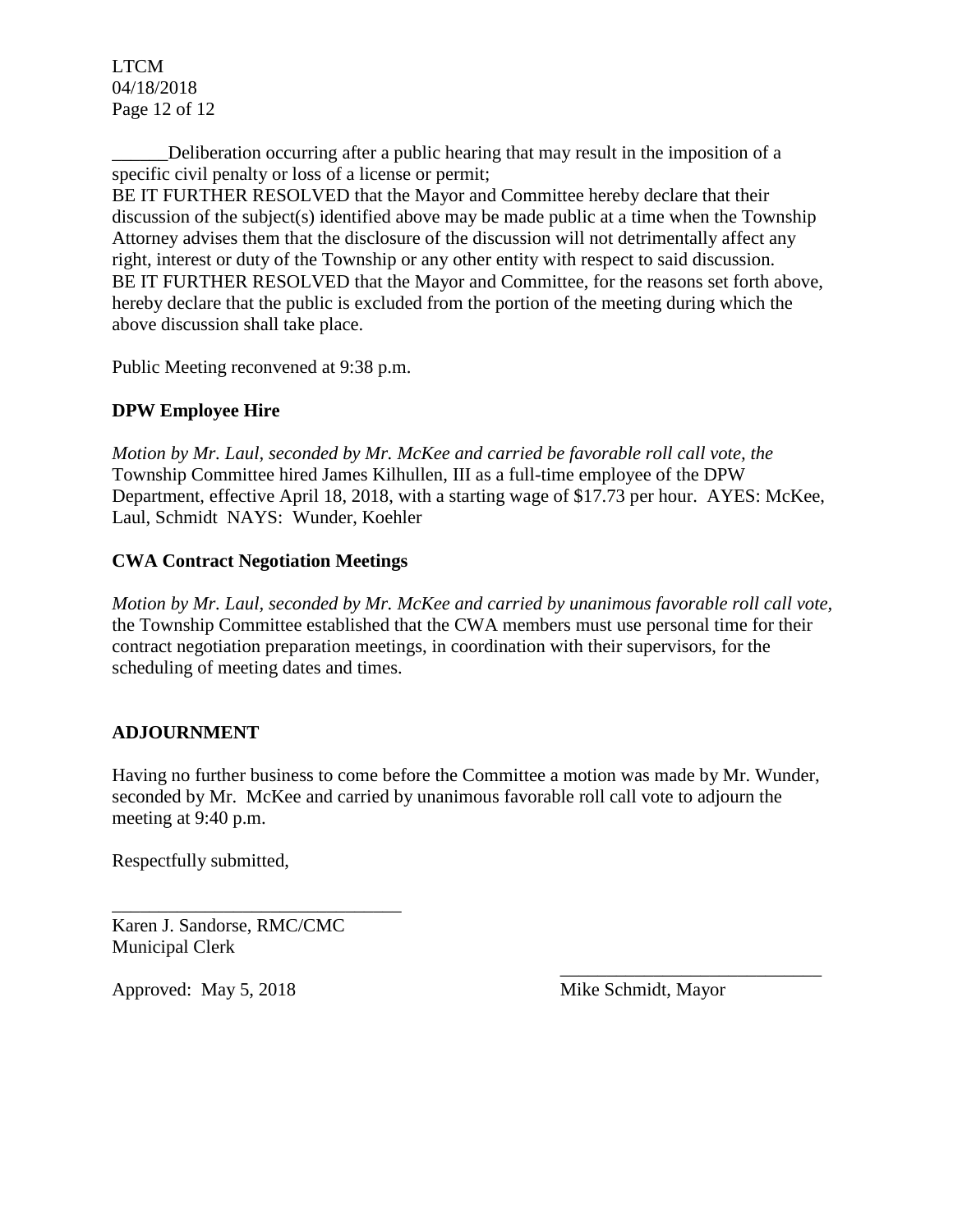______Deliberation occurring after a public hearing that may result in the imposition of a specific civil penalty or loss of a license or permit;

BE IT FURTHER RESOLVED that the Mayor and Committee hereby declare that their discussion of the subject(s) identified above may be made public at a time when the Township Attorney advises them that the disclosure of the discussion will not detrimentally affect any right, interest or duty of the Township or any other entity with respect to said discussion.

BE IT FURTHER RESOLVED that the Mayor and Committee, for the reasons set forth above, hereby declare that the public is excluded from the portion of the meeting during which the above discussion shall take place.

Public Meeting reconvened at 9:38 p.m.

**DPW Employee Hire**

*Motion by Mr. Laul, seconded by Mr. McKee and carried be favorable roll call vote, the* Township Committee hired James Kilhullen, III as a full-time employee of the DPW Department, effective April 18, 2018, with a starting wage of $17.73 per hour. AYES: McKee, Laul, Schmidt NAYS: Wunder, Koehler

**CWA Contract Negotiation Meetings**

*Motion by Mr. Laul, seconded by Mr. McKee and carried by unanimous favorable roll call vote,* the Township Committee established that the CWA members must use personal time for their contract negotiation preparation meetings, in coordination with their supervisors, for the scheduling of meeting dates and times.

**ADJOURNMENT**

Having no further business to come before the Committee a motion was made by Mr. Wunder, seconded by Mr. McKee and carried by unanimous favorable roll call vote to adjourn the meeting at 9:40 p.m.

Respectfully submitted,

________________________________
Karen J. Sandorse, RMC/CMC
Municipal Clerk

Approved: May 5, 2018

________________________________
Mike Schmidt, Mayor